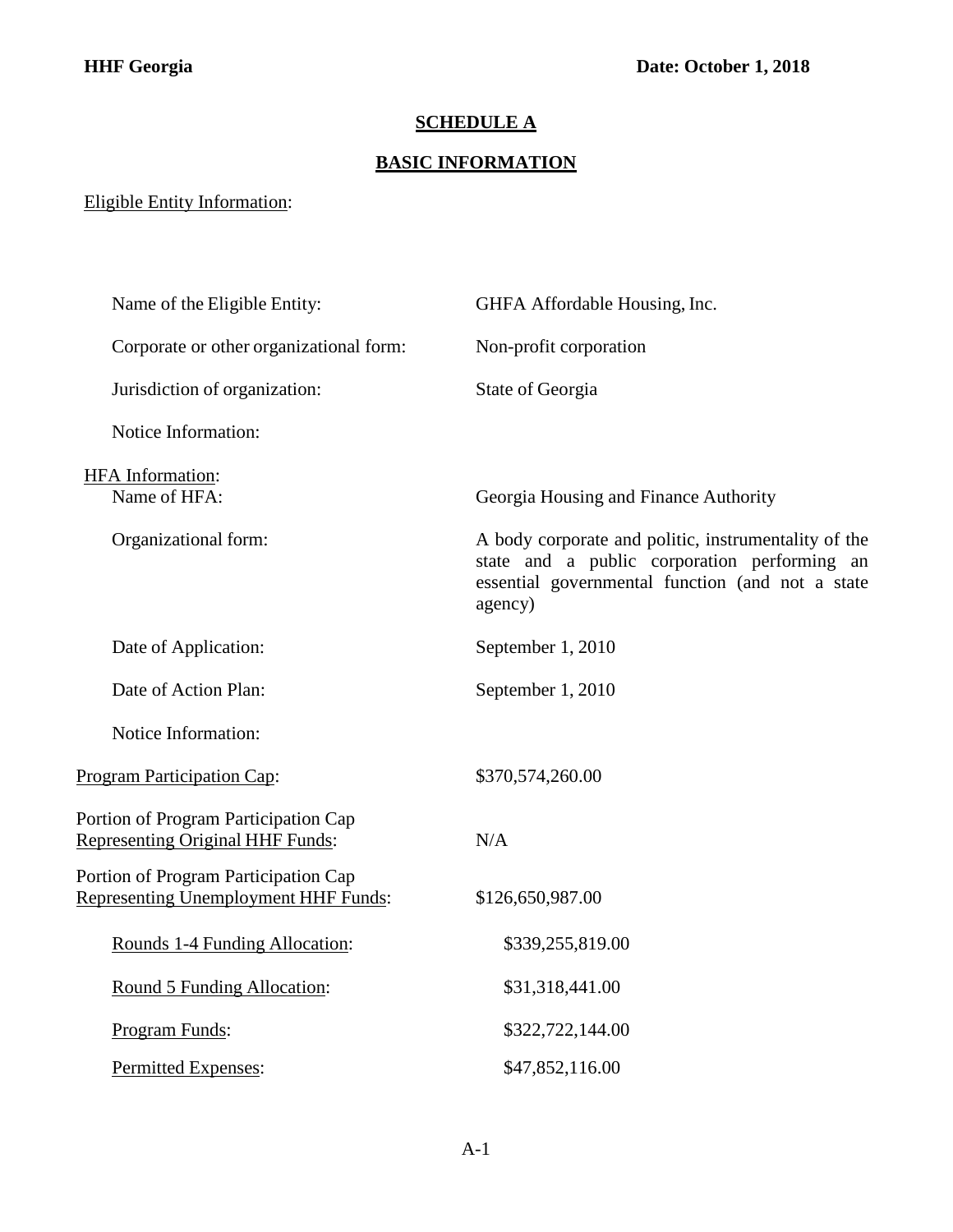**HHF Georgia** **Date: October 1, 2018**

# SCHEDULE A

## BASIC INFORMATION

Eligible Entity Information:

| | |
|---|---|
| Name of the Eligible Entity: | GHFA Affordable Housing, Inc. |
| Corporate or other organizational form: | Non-profit corporation |
| Jurisdiction of organization: | State of Georgia |
| Notice Information: | |

HFA Information:

| | |
|---|---|
| Name of HFA: | Georgia Housing and Finance Authority |
| Organizational form: | A body corporate and politic, instrumentality of the state and a public corporation performing an essential governmental function (and not a state agency) |
| Date of Application: | September 1, 2010 |
| Date of Action Plan: | September 1, 2010 |
| Notice Information: | |

| | |
|---|---|
| Program Participation Cap: | \$370,574,260.00 |
| Portion of Program Participation Cap Representing Original HHF Funds: | N/A |
| Portion of Program Participation Cap Representing Unemployment HHF Funds: | \$126,650,987.00 |
| Rounds 1-4 Funding Allocation: | \$339,255,819.00 |
| Round 5 Funding Allocation: | \$31,318,441.00 |
| Program Funds: | \$322,722,144.00 |
| Permitted Expenses: | \$47,852,116.00 |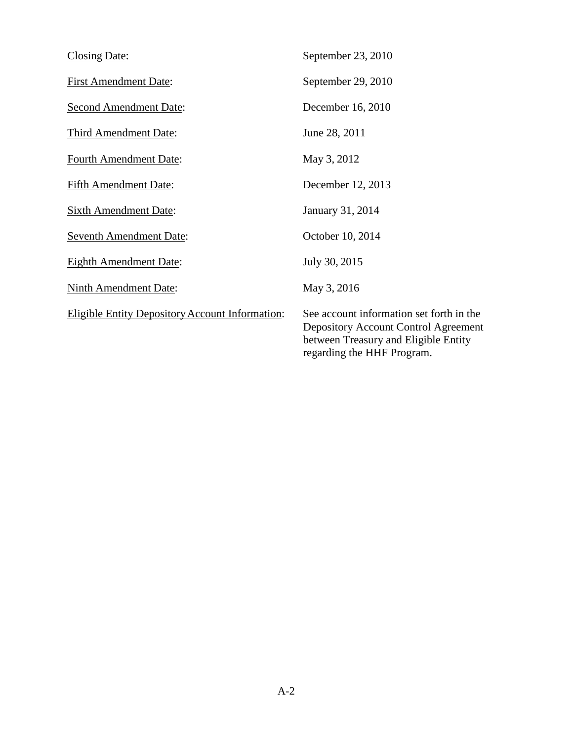| | |
|---|---|
| Closing Date: | September 23, 2010 |
| First Amendment Date: | September 29, 2010 |
| Second Amendment Date: | December 16, 2010 |
| Third Amendment Date: | June 28, 2011 |
| Fourth Amendment Date: | May 3, 2012 |
| Fifth Amendment Date: | December 12, 2013 |
| Sixth Amendment Date: | January 31, 2014 |
| Seventh Amendment Date: | October 10, 2014 |
| Eighth Amendment Date: | July 30, 2015 |
| Ninth Amendment Date: | May 3, 2016 |
| Eligible Entity Depository Account Information: | See account information set forth in the Depository Account Control Agreement between Treasury and Eligible Entity regarding the HHF Program. |